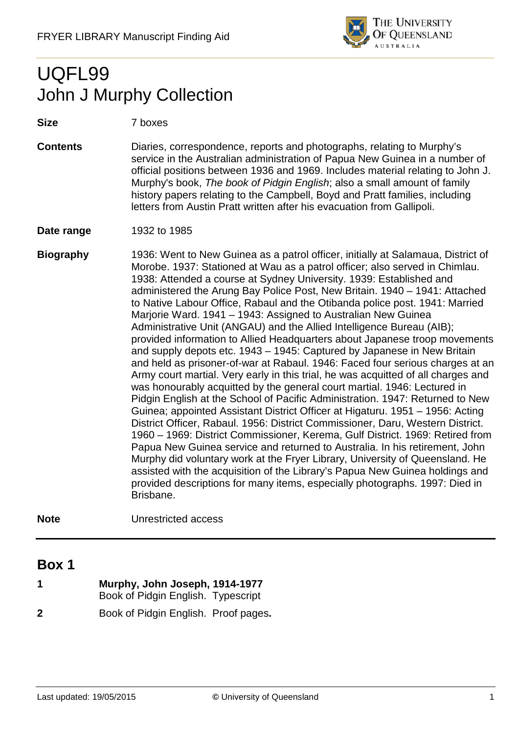# UQFL99
# John J Murphy Collection

| | |
|---|---|
| **Size** | 7 boxes |
| **Contents** | Diaries, correspondence, reports and photographs, relating to Murphy's service in the Australian administration of Papua New Guinea in a number of official positions between 1936 and 1969. Includes material relating to John J. Murphy's book, *The book of Pidgin English*; also a small amount of family history papers relating to the Campbell, Boyd and Pratt families, including letters from Austin Pratt written after his evacuation from Gallipoli. |
| **Date range** | 1932 to 1985 |
| **Biography** | 1936: Went to New Guinea as a patrol officer, initially at Salamaua, District of Morobe. 1937: Stationed at Wau as a patrol officer; also served in Chimlau. 1938: Attended a course at Sydney University. 1939: Established and administered the Arung Bay Police Post, New Britain. 1940 – 1941: Attached to Native Labour Office, Rabaul and the Otibanda police post. 1941: Married Marjorie Ward. 1941 – 1943: Assigned to Australian New Guinea Administrative Unit (ANGAU) and the Allied Intelligence Bureau (AIB); provided information to Allied Headquarters about Japanese troop movements and supply depots etc. 1943 – 1945: Captured by Japanese in New Britain and held as prisoner-of-war at Rabaul. 1946: Faced four serious charges at an Army court martial. Very early in this trial, he was acquitted of all charges and was honourably acquitted by the general court martial. 1946: Lectured in Pidgin English at the School of Pacific Administration. 1947: Returned to New Guinea; appointed Assistant District Officer at Higaturu. 1951 – 1956: Acting District Officer, Rabaul. 1956: District Commissioner, Daru, Western District. 1960 – 1969: District Commissioner, Kerema, Gulf District. 1969: Retired from Papua New Guinea service and returned to Australia. In his retirement, John Murphy did voluntary work at the Fryer Library, University of Queensland. He assisted with the acquisition of the Library's Papua New Guinea holdings and provided descriptions for many items, especially photographs. 1997: Died in Brisbane. |
| **Note** | Unrestricted access |

## Box 1

| | |
|---|---|
| **1** | **Murphy, John Joseph, 1914-1977**<br>Book of Pidgin English. Typescript |
| **2** | Book of Pidgin English. Proof pages**.** |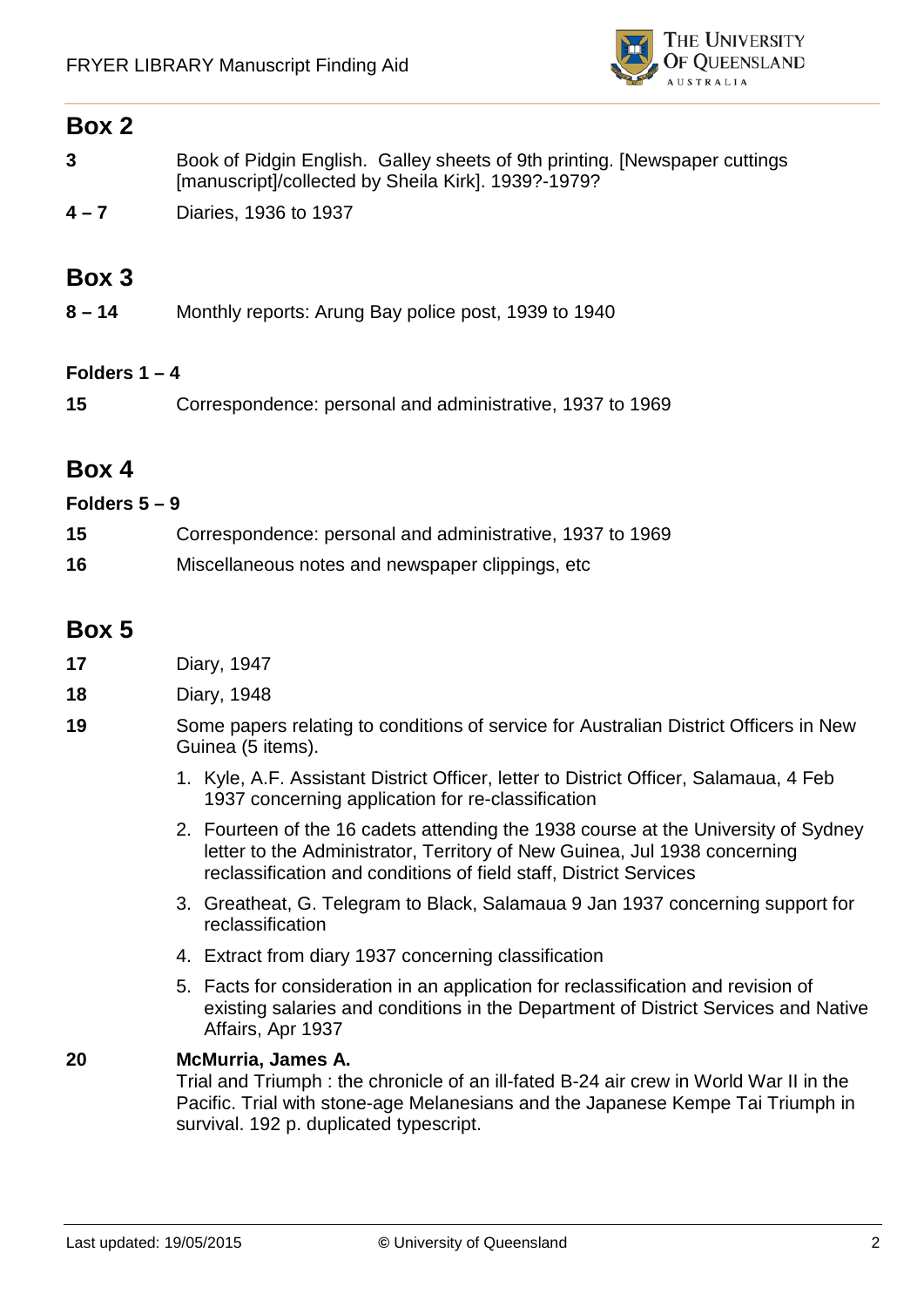## Box 2

**3** Book of Pidgin English. Galley sheets of 9th printing. [Newspaper cuttings [manuscript]/collected by Sheila Kirk]. 1939?-1979?

**4 – 7** Diaries, 1936 to 1937

## Box 3

**8 – 14** Monthly reports: Arung Bay police post, 1939 to 1940

### Folders 1 – 4

**15** Correspondence: personal and administrative, 1937 to 1969

## Box 4

### Folders 5 – 9

**15** Correspondence: personal and administrative, 1937 to 1969

**16** Miscellaneous notes and newspaper clippings, etc

## Box 5

**17** Diary, 1947

**18** Diary, 1948

**19** Some papers relating to conditions of service for Australian District Officers in New Guinea (5 items).

1. Kyle, A.F. Assistant District Officer, letter to District Officer, Salamaua, 4 Feb 1937 concerning application for re-classification
2. Fourteen of the 16 cadets attending the 1938 course at the University of Sydney letter to the Administrator, Territory of New Guinea, Jul 1938 concerning reclassification and conditions of field staff, District Services
3. Greatheat, G. Telegram to Black, Salamaua 9 Jan 1937 concerning support for reclassification
4. Extract from diary 1937 concerning classification
5. Facts for consideration in an application for reclassification and revision of existing salaries and conditions in the Department of District Services and Native Affairs, Apr 1937

**20** **McMurria, James A.**
Trial and Triumph : the chronicle of an ill-fated B-24 air crew in World War II in the Pacific. Trial with stone-age Melanesians and the Japanese Kempe Tai Triumph in survival. 192 p. duplicated typescript.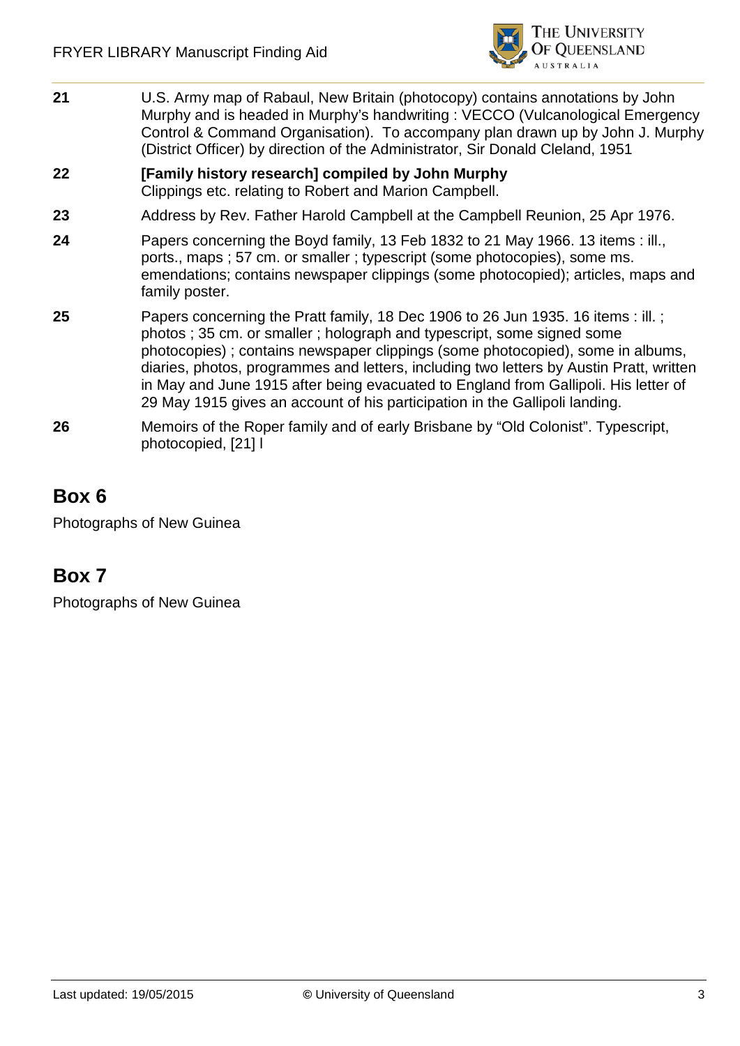| | |
|---|---|
| **21** | U.S. Army map of Rabaul, New Britain (photocopy) contains annotations by John Murphy and is headed in Murphy's handwriting : VECCO (Vulcanological Emergency Control & Command Organisation). To accompany plan drawn up by John J. Murphy (District Officer) by direction of the Administrator, Sir Donald Cleland, 1951 |
| **22** | **[Family history research] compiled by John Murphy** Clippings etc. relating to Robert and Marion Campbell. |
| **23** | Address by Rev. Father Harold Campbell at the Campbell Reunion, 25 Apr 1976. |
| **24** | Papers concerning the Boyd family, 13 Feb 1832 to 21 May 1966. 13 items : ill., ports., maps ; 57 cm. or smaller ; typescript (some photocopies), some ms. emendations; contains newspaper clippings (some photocopied); articles, maps and family poster. |
| **25** | Papers concerning the Pratt family, 18 Dec 1906 to 26 Jun 1935. 16 items : ill. ; photos ; 35 cm. or smaller ; holograph and typescript, some signed some photocopies) ; contains newspaper clippings (some photocopied), some in albums, diaries, photos, programmes and letters, including two letters by Austin Pratt, written in May and June 1915 after being evacuated to England from Gallipoli. His letter of 29 May 1915 gives an account of his participation in the Gallipoli landing. |
| **26** | Memoirs of the Roper family and of early Brisbane by "Old Colonist". Typescript, photocopied, [21] l |

## Box 6

Photographs of New Guinea

## Box 7

Photographs of New Guinea